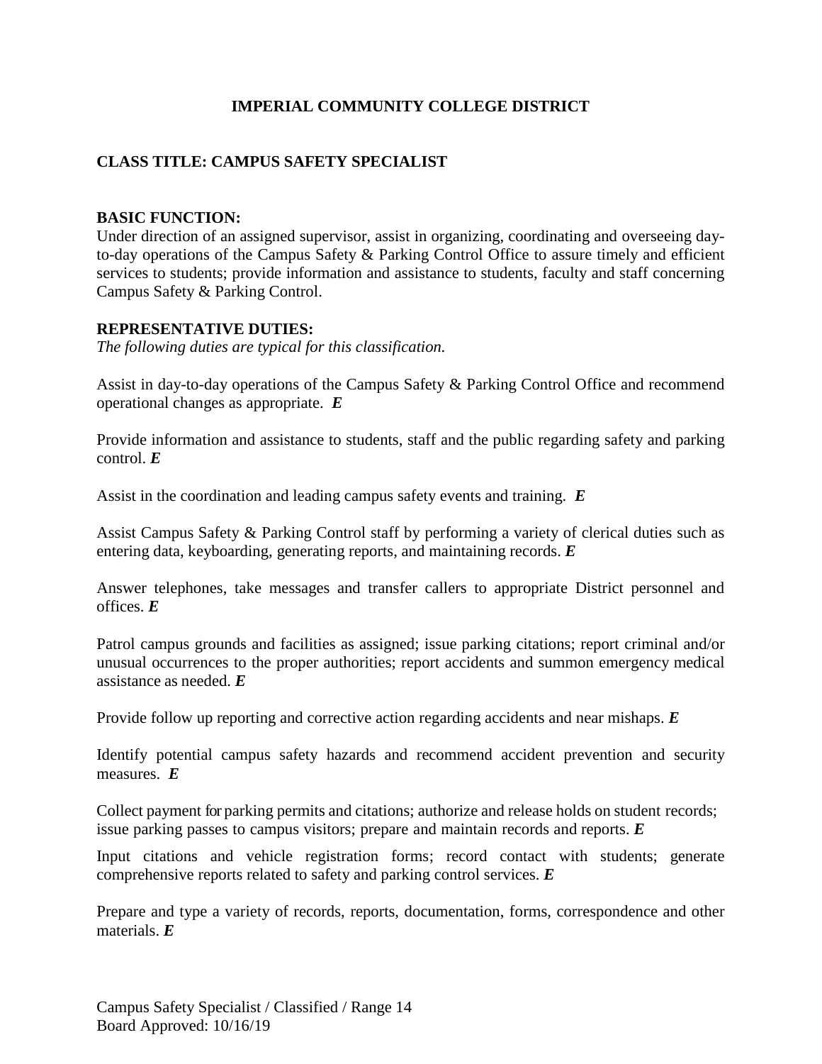**IMPERIAL COMMUNITY COLLEGE DISTRICT**

**CLASS TITLE: CAMPUS SAFETY SPECIALIST**

**BASIC FUNCTION:**
Under direction of an assigned supervisor, assist in organizing, coordinating and overseeing day-to-day operations of the Campus Safety & Parking Control Office to assure timely and efficient services to students; provide information and assistance to students, faculty and staff concerning Campus Safety & Parking Control.

**REPRESENTATIVE DUTIES:**
*The following duties are typical for this classification.*

Assist in day-to-day operations of the Campus Safety & Parking Control Office and recommend operational changes as appropriate. ***E***

Provide information and assistance to students, staff and the public regarding safety and parking control. ***E***

Assist in the coordination and leading campus safety events and training. ***E***

Assist Campus Safety & Parking Control staff by performing a variety of clerical duties such as entering data, keyboarding, generating reports, and maintaining records. ***E***

Answer telephones, take messages and transfer callers to appropriate District personnel and offices. ***E***

Patrol campus grounds and facilities as assigned; issue parking citations; report criminal and/or unusual occurrences to the proper authorities; report accidents and summon emergency medical assistance as needed. ***E***

Provide follow up reporting and corrective action regarding accidents and near mishaps. ***E***

Identify potential campus safety hazards and recommend accident prevention and security measures. ***E***

Collect payment for parking permits and citations; authorize and release holds on student records; issue parking passes to campus visitors; prepare and maintain records and reports. ***E***

Input citations and vehicle registration forms; record contact with students; generate comprehensive reports related to safety and parking control services. ***E***

Prepare and type a variety of records, reports, documentation, forms, correspondence and other materials. ***E***

Campus Safety Specialist / Classified / Range 14
Board Approved: 10/16/19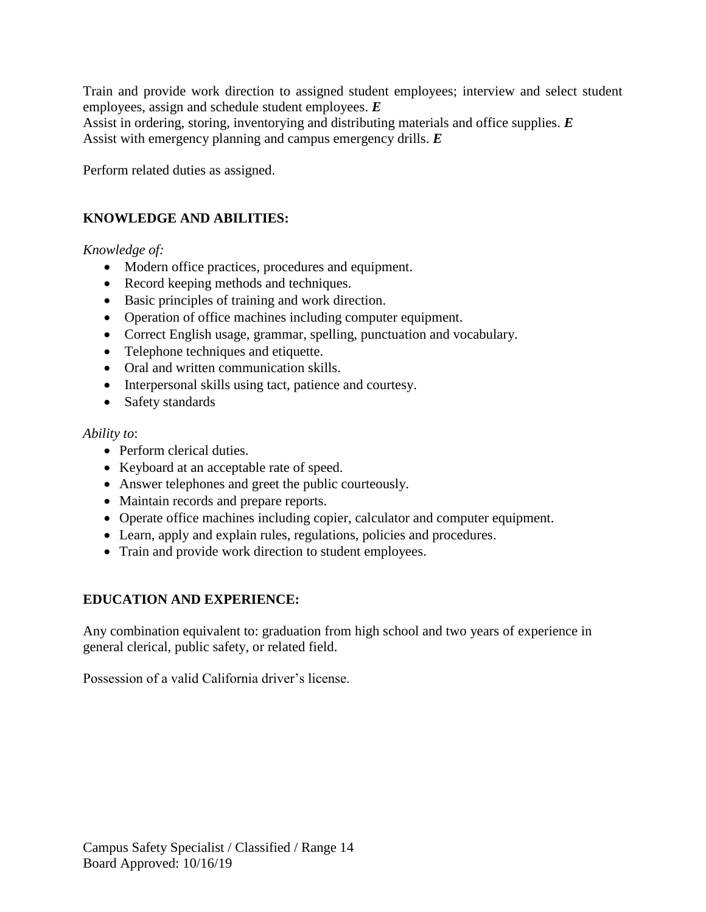Train and provide work direction to assigned student employees; interview and select student employees, assign and schedule student employees. ***E***
Assist in ordering, storing, inventorying and distributing materials and office supplies. ***E***
Assist with emergency planning and campus emergency drills. ***E***

Perform related duties as assigned.

## KNOWLEDGE AND ABILITIES:

*Knowledge of:*

- Modern office practices, procedures and equipment.
- Record keeping methods and techniques.
- Basic principles of training and work direction.
- Operation of office machines including computer equipment.
- Correct English usage, grammar, spelling, punctuation and vocabulary.
- Telephone techniques and etiquette.
- Oral and written communication skills.
- Interpersonal skills using tact, patience and courtesy.
- Safety standards

*Ability to*:

- Perform clerical duties.
- Keyboard at an acceptable rate of speed.
- Answer telephones and greet the public courteously.
- Maintain records and prepare reports.
- Operate office machines including copier, calculator and computer equipment.
- Learn, apply and explain rules, regulations, policies and procedures.
- Train and provide work direction to student employees.

## EDUCATION AND EXPERIENCE:

Any combination equivalent to: graduation from high school and two years of experience in general clerical, public safety, or related field.

Possession of a valid California driver's license.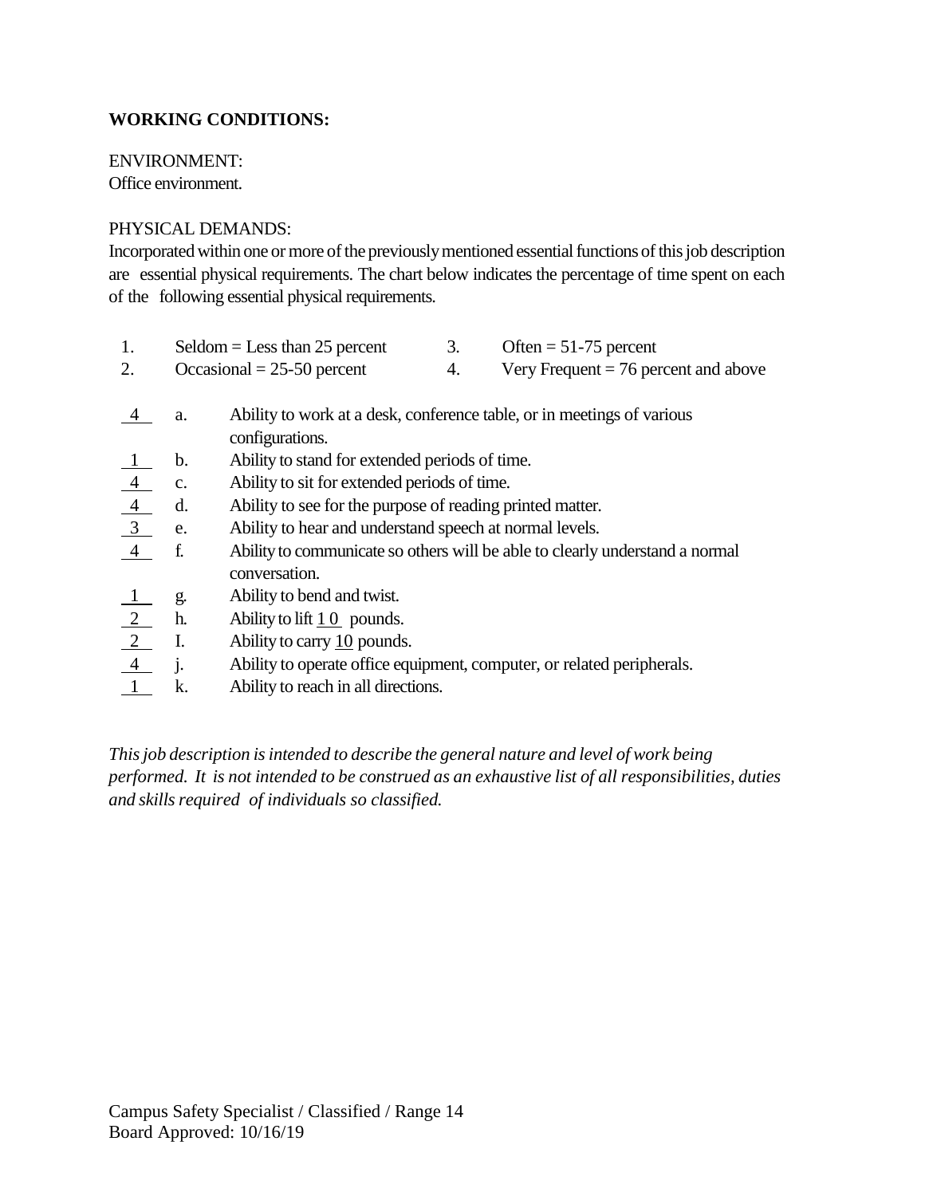**WORKING CONDITIONS:**

ENVIRONMENT:
Office environment.

PHYSICAL DEMANDS:
Incorporated within one or more of the previously mentioned essential functions of this job description are essential physical requirements. The chart below indicates the percentage of time spent on each of the following essential physical requirements.

| | | | |
|---|---|---|---|
| 1. | Seldom = Less than 25 percent | 3. | Often = 51-75 percent |
| 2. | Occasional = 25-50 percent | 4. | Very Frequent = 76 percent and above |

| | | |
|---|---|---|
| 4 | a. | Ability to work at a desk, conference table, or in meetings of various configurations. |
| 1 | b. | Ability to stand for extended periods of time. |
| 4 | c. | Ability to sit for extended periods of time. |
| 4 | d. | Ability to see for the purpose of reading printed matter. |
| 3 | e. | Ability to hear and understand speech at normal levels. |
| 4 | f. | Ability to communicate so others will be able to clearly understand a normal conversation. |
| 1 | g. | Ability to bend and twist. |
| 2 | h. | Ability to lift 10 pounds. |
| 2 | I. | Ability to carry 10 pounds. |
| 4 | j. | Ability to operate office equipment, computer, or related peripherals. |
| 1 | k. | Ability to reach in all directions. |

*This job description is intended to describe the general nature and level of work being performed. It is not intended to be construed as an exhaustive list of all responsibilities, duties and skills required of individuals so classified.*

Campus Safety Specialist / Classified / Range 14
Board Approved: 10/16/19